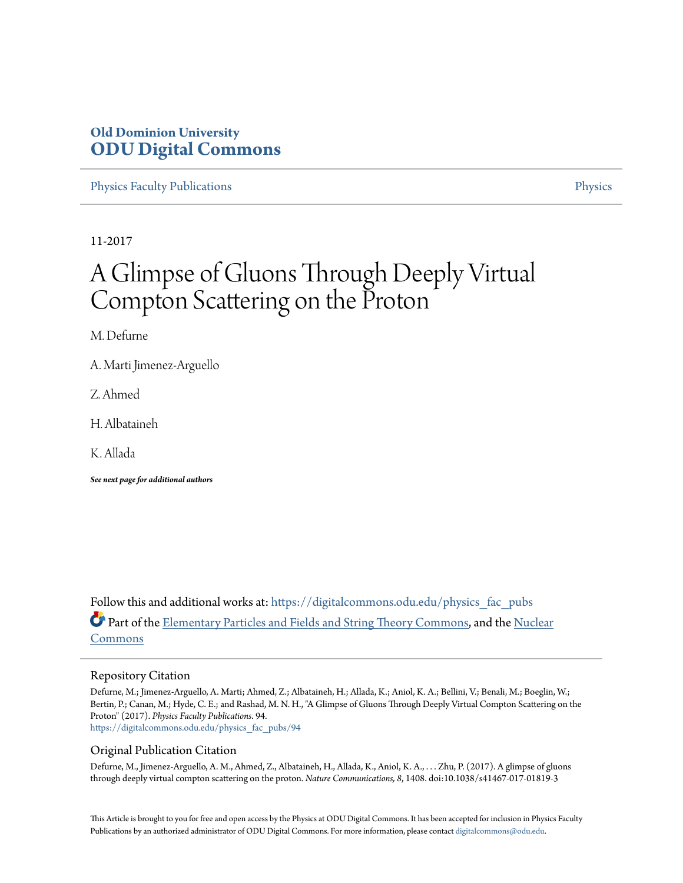**Old Dominion University**
**ODU Digital Commons**

Physics Faculty Publications | Physics

11-2017

# A Glimpse of Gluons Through Deeply Virtual Compton Scattering on the Proton

M. Defurne

A. Marti Jimenez-Arguello

Z. Ahmed

H. Albataineh

K. Allada

***See next page for additional authors***

Follow this and additional works at: https://digitalcommons.odu.edu/physics_fac_pubs

Part of the Elementary Particles and Fields and String Theory Commons, and the Nuclear Commons

## Repository Citation

Defurne, M.; Jimenez-Arguello, A. Marti; Ahmed, Z.; Albataineh, H.; Allada, K.; Aniol, K. A.; Bellini, V.; Benali, M.; Boeglin, W.; Bertin, P.; Canan, M.; Hyde, C. E.; and Rashad, M. N. H., "A Glimpse of Gluons Through Deeply Virtual Compton Scattering on the Proton" (2017). *Physics Faculty Publications*. 94.
https://digitalcommons.odu.edu/physics_fac_pubs/94

## Original Publication Citation

Defurne, M., Jimenez-Arguello, A. M., Ahmed, Z., Albataineh, H., Allada, K., Aniol, K. A., . . . Zhu, P. (2017). A glimpse of gluons through deeply virtual compton scattering on the proton. *Nature Communications, 8*, 1408. doi:10.1038/s41467-017-01819-3

This Article is brought to you for free and open access by the Physics at ODU Digital Commons. It has been accepted for inclusion in Physics Faculty Publications by an authorized administrator of ODU Digital Commons. For more information, please contact digitalcommons@odu.edu.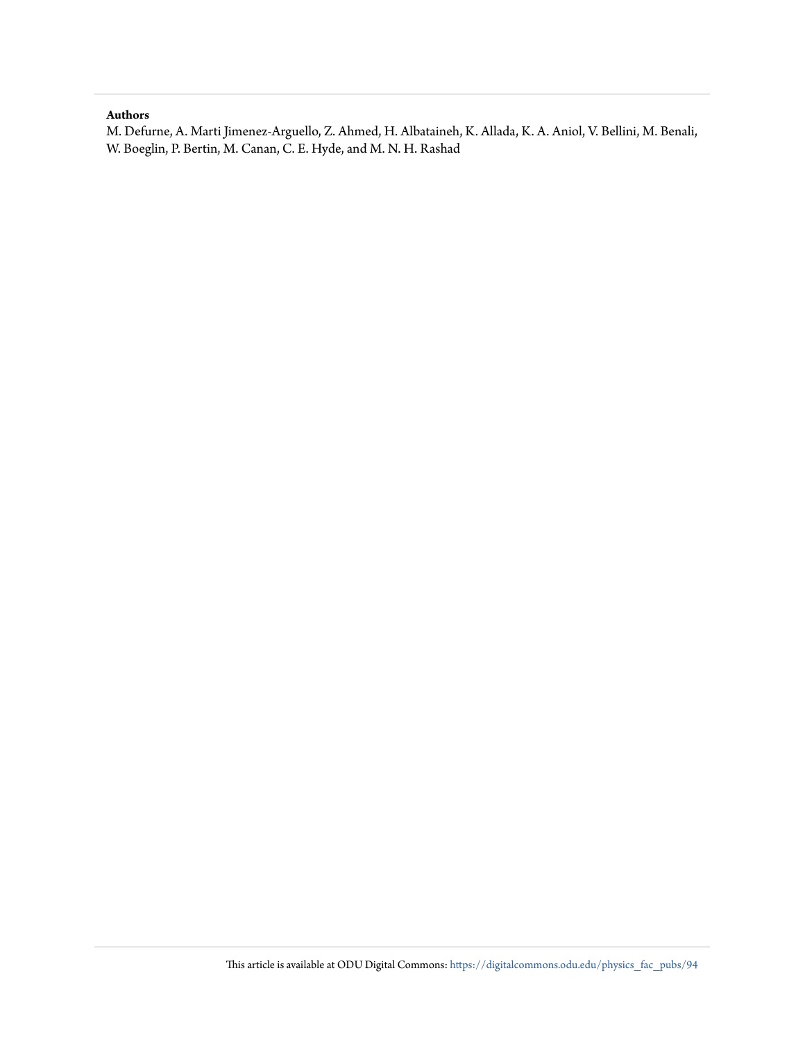**Authors**

M. Defurne, A. Marti Jimenez-Arguello, Z. Ahmed, H. Albataineh, K. Allada, K. A. Aniol, V. Bellini, M. Benali, W. Boeglin, P. Bertin, M. Canan, C. E. Hyde, and M. N. H. Rashad

This article is available at ODU Digital Commons: https://digitalcommons.odu.edu/physics_fac_pubs/94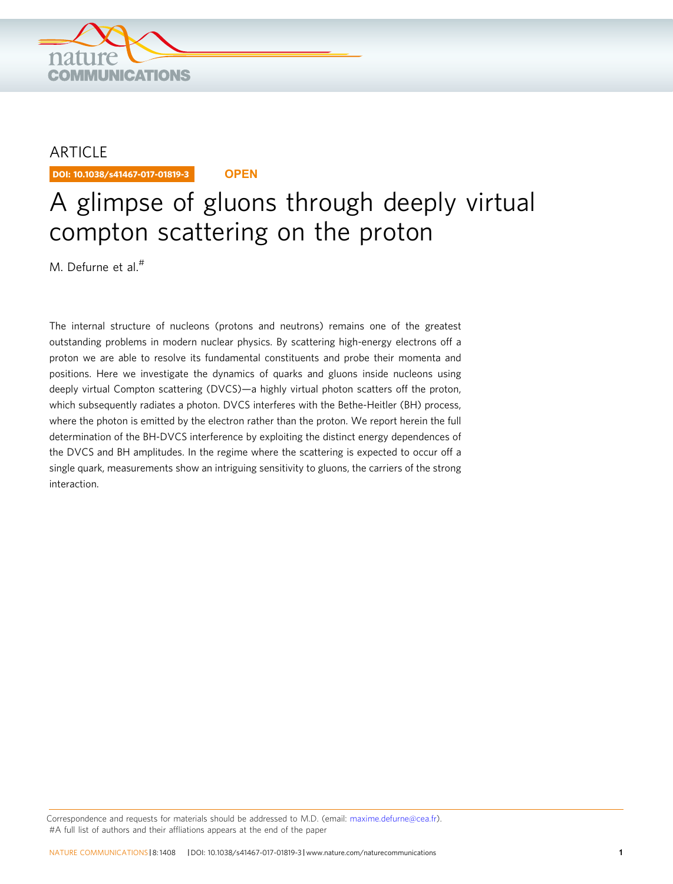# A glimpse of gluons through deeply virtual compton scattering on the proton

M. Defurne et al.#

The internal structure of nucleons (protons and neutrons) remains one of the greatest outstanding problems in modern nuclear physics. By scattering high-energy electrons off a proton we are able to resolve its fundamental constituents and probe their momenta and positions. Here we investigate the dynamics of quarks and gluons inside nucleons using deeply virtual Compton scattering (DVCS)—a highly virtual photon scatters off the proton, which subsequently radiates a photon. DVCS interferes with the Bethe-Heitler (BH) process, where the photon is emitted by the electron rather than the proton. We report herein the full determination of the BH-DVCS interference by exploiting the distinct energy dependences of the DVCS and BH amplitudes. In the regime where the scattering is expected to occur off a single quark, measurements show an intriguing sensitivity to gluons, the carriers of the strong interaction.

Correspondence and requests for materials should be addressed to M.D. (email: maxime.defurne@cea.fr).
#A full list of authors and their affliations appears at the end of the paper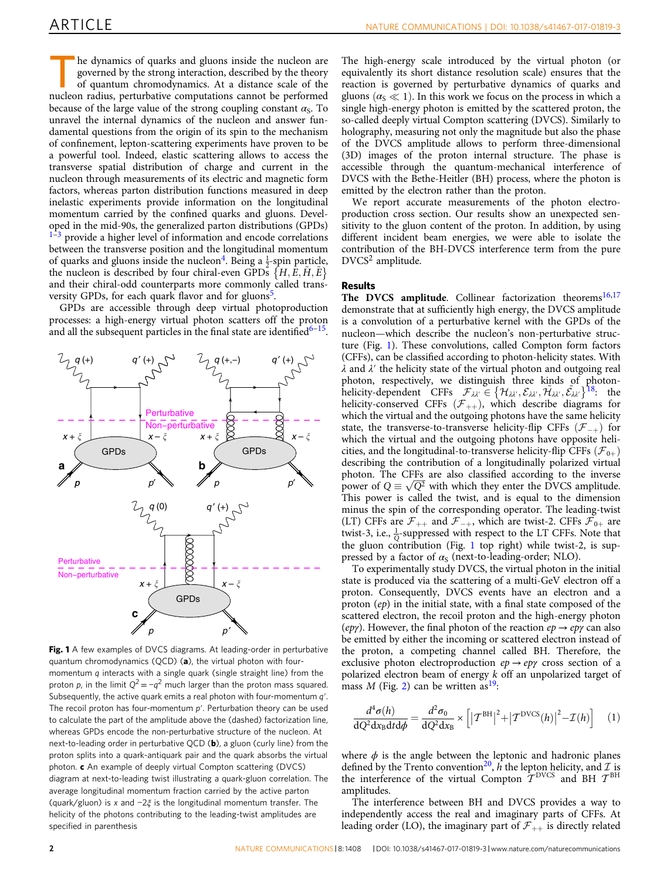The dynamics of quarks and gluons inside the nucleon are governed by the strong interaction, described by the theory of quantum chromodynamics. At a distance scale of the nucleon radius, perturbative computations cannot be performed because of the large value of the strong coupling constant $\alpha_S$. To unravel the internal dynamics of the nucleon and answer fundamental questions from the origin of its spin to the mechanism of confinement, lepton-scattering experiments have proven to be a powerful tool. Indeed, elastic scattering allows to access the transverse spatial distribution of charge and current in the nucleon through measurements of its electric and magnetic form factors, whereas parton distribution functions measured in deep inelastic experiments provide information on the longitudinal momentum carried by the confined quarks and gluons. Developed in the mid-90s, the generalized parton distributions (GPDs)[1–3] provide a higher level of information and encode correlations between the transverse position and the longitudinal momentum of quarks and gluons inside the nucleon[4]. Being a $\frac{1}{2}$-spin particle, the nucleon is described by four chiral-even GPDs $\{H, E, \tilde{H}, \tilde{E}\}$ and their chiral-odd counterparts more commonly called transversity GPDs, for each quark flavor and for gluons[5].

GPDs are accessible through deep virtual photoproduction processes: a high-energy virtual photon scatters off the proton and all the subsequent particles in the final state are identified[6–15].

**Fig. 1** A few examples of DVCS diagrams. At leading-order in perturbative quantum chromodynamics (QCD) (**a**), the virtual photon with four-momentum $q$ interacts with a single quark (single straight line) from the proton $p$, in the limit $Q^2 = -q^2$ much larger than the proton mass squared. Subsequently, the active quark emits a real photon with four-momentum $q'$. The recoil proton has four-momentum $p'$. Perturbation theory can be used to calculate the part of the amplitude above the (dashed) factorization line, whereas GPDs encode the non-perturbative structure of the nucleon. At next-to-leading order in perturbative QCD (**b**), a gluon (curly line) from the proton splits into a quark-antiquark pair and the quark absorbs the virtual photon. **c** An example of deeply virtual Compton scattering (DVCS) diagram at next-to-leading twist illustrating a quark-gluon correlation. The average longitudinal momentum fraction carried by the active parton (quark/gluon) is $x$ and $-2\xi$ is the longitudinal momentum transfer. The helicity of the photons contributing to the leading-twist amplitudes are specified in parenthesis

The high-energy scale introduced by the virtual photon (or equivalently its short distance resolution scale) ensures that the reaction is governed by perturbative dynamics of quarks and gluons ($\alpha_S \ll 1$). In this work we focus on the process in which a single high-energy photon is emitted by the scattered proton, the so-called deeply virtual Compton scattering (DVCS). Similarly to holography, measuring not only the magnitude but also the phase of the DVCS amplitude allows to perform three-dimensional (3D) images of the proton internal structure. The phase is accessible through the quantum-mechanical interference of DVCS with the Bethe-Heitler (BH) process, where the photon is emitted by the electron rather than the proton.

We report accurate measurements of the photon electroproduction cross section. Our results show an unexpected sensitivity to the gluon content of the proton. In addition, by using different incident beam energies, we were able to isolate the contribution of the BH-DVCS interference term from the pure DVCS$^2$ amplitude.

## Results

**The DVCS amplitude**. Collinear factorization theorems[16,17] demonstrate that at sufficiently high energy, the DVCS amplitude is a convolution of a perturbative kernel with the GPDs of the nucleon—which describe the nucleon's non-perturbative structure (Fig. 1). These convolutions, called Compton form factors (CFFs), can be classified according to photon-helicity states. With $\lambda$ and $\lambda'$ the helicity state of the virtual photon and outgoing real photon, respectively, we distinguish three kinds of photon-helicity-dependent CFFs $\mathcal{F}_{\lambda\lambda'} \in \{\mathcal{H}_{\lambda\lambda'}, \mathcal{E}_{\lambda\lambda'}, \tilde{\mathcal{H}}_{\lambda\lambda'}, \tilde{\mathcal{E}}_{\lambda\lambda'}\}$[18]: the helicity-conserved CFFs ($\mathcal{F}_{++}$), which describe diagrams for which the virtual and the outgoing photons have the same helicity state, the transverse-to-transverse helicity-flip CFFs ($\mathcal{F}_{-+}$) for which the virtual and the outgoing photons have opposite helicities, and the longitudinal-to-transverse helicity-flip CFFs ($\mathcal{F}_{0+}$) describing the contribution of a longitudinally polarized virtual photon. The CFFs are also classified according to the inverse power of $Q \equiv \sqrt{Q^2}$ with which they enter the DVCS amplitude. This power is called the twist, and is equal to the dimension minus the spin of the corresponding operator. The leading-twist (LT) CFFs are $\mathcal{F}_{++}$ and $\mathcal{F}_{-+}$, which are twist-2. CFFs $\mathcal{F}_{0+}$ are twist-3, i.e., $\frac{1}{Q}$-suppressed with respect to the LT CFFs. Note that the gluon contribution (Fig. 1 top right) while twist-2, is suppressed by a factor of $\alpha_S$ (next-to-leading-order; NLO).

To experimentally study DVCS, the virtual photon in the initial state is produced via the scattering of a multi-GeV electron off a proton. Consequently, DVCS events have an electron and a proton ($ep$) in the initial state, with a final state composed of the scattered electron, the recoil proton and the high-energy photon ($ep\gamma$). However, the final photon of the reaction $ep \to ep\gamma$ can also be emitted by either the incoming or scattered electron instead of the proton, a competing channel called BH. Therefore, the exclusive photon electroproduction $ep \to ep\gamma$ cross section of a polarized electron beam of energy $k$ off an unpolarized target of mass $M$ (Fig. 2) can be written as[19]:

$$\frac{d^4\sigma(h)}{dQ^2 dx_B dt d\phi} = \frac{d^2\sigma_0}{dQ^2 dx_B} \times \left[ \left| \mathcal{T}^{BH} \right|^2 + \left| \mathcal{T}^{DVCS}(h) \right|^2 - \mathcal{I}(h) \right] \quad (1)$$

where $\phi$ is the angle between the leptonic and hadronic planes defined by the Trento convention[20], $h$ the lepton helicity, and $\mathcal{I}$ is the interference of the virtual Compton $\mathcal{T}^{DVCS}$ and BH $\mathcal{T}^{BH}$ amplitudes.

The interference between BH and DVCS provides a way to independently access the real and imaginary parts of CFFs. At leading order (LO), the imaginary part of $\mathcal{F}_{++}$ is directly related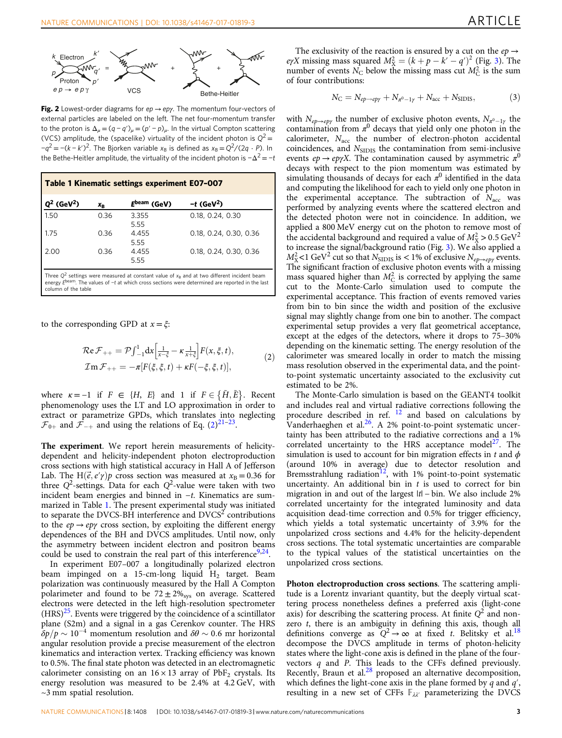**Fig. 2** Lowest-order diagrams for $ep \to ep\gamma$. The momentum four-vectors of external particles are labeled on the left. The net four-momentum transfer to the proton is $\Delta_\mu = (q - q')_\mu = (p' - p)_\mu$. In the virtual Compton scattering (VCS) amplitude, the (spacelike) virtuality of the incident photon is $Q^2 = -q^2 = -(k - k')^2$. The Bjorken variable $x_B$ is defined as $x_B = Q^2/(2q \cdot P)$. In the Bethe-Heitler amplitude, the virtuality of the incident photon is $-\Delta^2 = -t$

**Table 1 Kinematic settings experiment E07-007**

| $Q^2$ (GeV$^2$) | $x_B$ | $E^{beam}$ (GeV) | $-t$ (GeV$^2$) |
|---|---|---|---|
| 1.50 | 0.36 | 3.355 | 0.18, 0.24, 0.30 |
| | | 5.55 | |
| 1.75 | 0.36 | 4.455 | 0.18, 0.24, 0.30, 0.36 |
| | | 5.55 | |
| 2.00 | 0.36 | 4.455 | 0.18, 0.24, 0.30, 0.36 |
| | | 5.55 | |

Three $Q^2$ settings were measured at constant value of $x_B$ and at two different incident beam energy $E^{beam}$. The values of $-t$ at which cross sections were determined are reported in the last column of the table

to the corresponding GPD at $x = \xi$:

$$\mathcal{R}e\,\mathcal{F}_{++} = \mathcal{P}\int_{-1}^{1}\mathrm{d}x\left[\frac{1}{x-\xi} - \kappa\frac{1}{x+\xi}\right]F(x,\xi,t),$$
$$\mathcal{I}m\,\mathcal{F}_{++} = -\pi[F(\xi,\xi,t) + \kappa F(-\xi,\xi,t)], \qquad (2)$$

where $\kappa = -1$ if $F \in \{H, E\}$ and 1 if $F \in \{\tilde{H}, \tilde{E}\}$. Recent phenomenology uses the LT and LO approximation in order to extract or parametrize GPDs, which translates into neglecting $\mathcal{F}_{0+}$ and $\mathcal{F}_{-+}$ and using the relations of Eq. (2)[21–23].

**The experiment**. We report herein measurements of helicity-dependent and helicity-independent photon electroproduction cross sections with high statistical accuracy in Hall A of Jefferson Lab. The $H(\vec{e}, e'\gamma)p$ cross section was measured at $x_B = 0.36$ for three $Q^2$-settings. Data for each $Q^2$-value were taken with two incident beam energies and binned in $-t$. Kinematics are summarized in Table 1. The present experimental study was initiated to separate the DVCS-BH interference and DVCS$^2$ contributions to the $ep \to ep\gamma$ cross section, by exploiting the different energy dependences of the BH and DVCS amplitudes. Until now, only the asymmetry between incident electron and positron beams could be used to constrain the real part of this interference[9,24].

In experiment E07–007 a longitudinally polarized electron beam impinged on a 15-cm-long liquid $H_2$ target. Beam polarization was continuously measured by the Hall A Compton polarimeter and found to be $72 \pm 2\%_{sys}$ on average. Scattered electrons were detected in the left high-resolution spectrometer (HRS)[25]. Events were triggered by the coincidence of a scintillator plane (S2m) and a signal in a gas Čerenkov counter. The HRS $\delta p/p \sim 10^{-4}$ momentum resolution and $\delta\theta \sim 0.6$ mr horizontal angular resolution provide a precise measurement of the electron kinematics and interaction vertex. Tracking efficiency was known to 0.5%. The final state photon was detected in an electromagnetic calorimeter consisting on an $16 \times 13$ array of $PbF_2$ crystals. Its energy resolution was measured to be 2.4% at 4.2 GeV, with ~3 mm spatial resolution.

The exclusivity of the reaction is ensured by a cut on the $ep \to e\gamma X$ missing mass squared $M_X^2 = (k + p - k' - q')^2$ (Fig. 3). The number of events $N_C$ below the missing mass cut $M_C^2$ is the sum of four contributions:

$$N_C = N_{ep\to ep\gamma} + N_{\pi^0-1\gamma} + N_{acc} + N_{SIDIS}, \qquad (3)$$

with $N_{ep\to ep\gamma}$ the number of exclusive photon events, $N_{\pi^0-1\gamma}$ the contamination from $\pi^0$ decays that yield only one photon in the calorimeter, $N_{acc}$ the number of electron-photon accidental coincidences, and $N_{SIDIS}$ the contamination from semi-inclusive events $ep \to ep\gamma X$. The contamination caused by asymmetric $\pi^0$ decays with respect to the pion momentum was estimated by simulating thousands of decays for each $\pi^0$ identified in the data and computing the likelihood for each to yield only one photon in the experimental acceptance. The subtraction of $N_{acc}$ was performed by analyzing events where the scattered electron and the detected photon were not in coincidence. In addition, we applied a 800 MeV energy cut on the photon to remove most of the accidental background and required a value of $M_X^2 > 0.5$ GeV$^2$ to increase the signal/background ratio (Fig. 3). We also applied a $M_X^2 < 1$ GeV$^2$ cut so that $N_{SIDIS}$ is < 1% of exclusive $N_{ep\to ep\gamma}$ events. The significant fraction of exclusive photon events with a missing mass squared higher than $M_C^2$ is corrected by applying the same cut to the Monte-Carlo simulation used to compute the acceptance. This fraction of events removed varies from bin to bin since the width and position of the exclusive signal may slightly change from one to another. The compact experimental setup provides a very flat geometrical acceptance, except at the edges of the detectors, where it drops to 75–30% depending on the kinematic setting. The energy resolution of the calorimeter was smeared locally in order to match the missing mass resolution observed in the experimental data, and the point-to-point systematic uncertainty associated to the exclusivity cut estimated to be 2%.

The Monte-Carlo simulation is based on the GEANT4 toolkit and includes real and virtual radiative corrections following the procedure described in ref. [12] and based on calculations by Vanderhaeghen et al.[26]. A 2% point-to-point systematic uncertainty has been attributed to the radiative corrections and a 1% correlated uncertainty to the HRS acceptance model[27]. The simulation is used to account for bin migration effects in $t$ and $\phi$ (around 10% in average) due to detector resolution and Bremsstrahlung radiation[12], with 1% point-to-point systematic uncertainty. An additional bin in $t$ is used to correct for bin migration in and out of the largest $|t|$ – bin. We also include 2% correlated uncertainty for the integrated luminosity and data acquisition dead-time correction and 0.5% for trigger efficiency, which yields a total systematic uncertainty of 3.9% for the unpolarized cross sections and 4.4% for the helicity-dependent cross sections. The total systematic uncertainties are comparable to the typical values of the statistical uncertainties on the unpolarized cross sections.

**Photon electroproduction cross sections**. The scattering amplitude is a Lorentz invariant quantity, but the deeply virtual scattering process nonetheless defines a preferred axis (light-cone axis) for describing the scattering process. At finite $Q^2$ and non-zero $t$, there is an ambiguity in defining this axis, though all definitions converge as $Q^2 \to \infty$ at fixed $t$. Belitsky et al.[18] decompose the DVCS amplitude in terms of photon-helicity states where the light-cone axis is defined in the plane of the four-vectors $q$ and $P$. This leads to the CFFs defined previously. Recently, Braun et al.[28] proposed an alternative decomposition, which defines the light-cone axis in the plane formed by $q$ and $q'$, resulting in a new set of CFFs $\mathbb{F}_{\lambda\lambda'}$ parameterizing the DVCS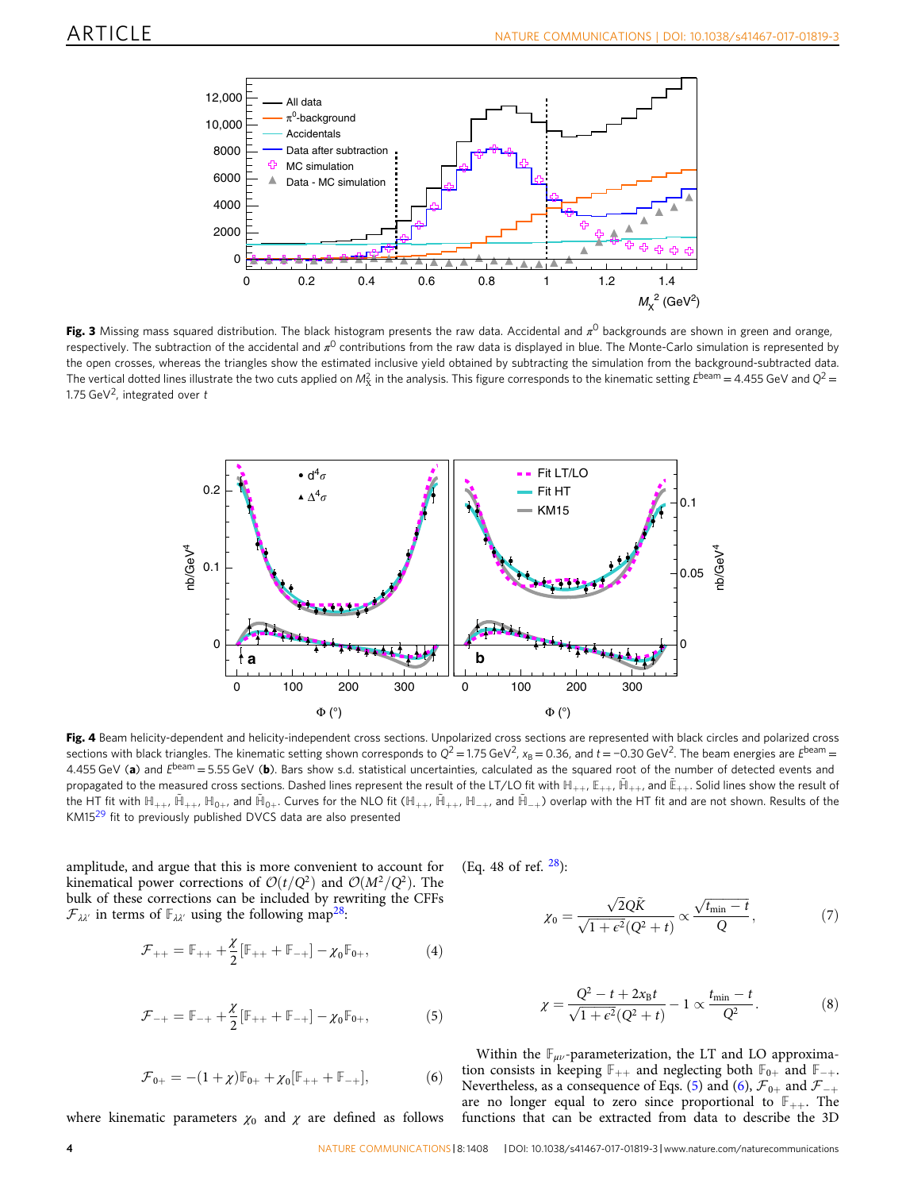**Fig. 3** Missing mass squared distribution. The black histogram presents the raw data. Accidental and $\pi^0$ backgrounds are shown in green and orange, respectively. The subtraction of the accidental and $\pi^0$ contributions from the raw data is displayed in blue. The Monte-Carlo simulation is represented by the open crosses, whereas the triangles show the estimated inclusive yield obtained by subtracting the simulation from the background-subtracted data. The vertical dotted lines illustrate the two cuts applied on $M_X^2$ in the analysis. This figure corresponds to the kinematic setting $E^{\text{beam}} = 4.455$ GeV and $Q^2 = 1.75$ GeV$^2$, integrated over $t$

**Fig. 4** Beam helicity-dependent and helicity-independent cross sections. Unpolarized cross sections are represented with black circles and polarized cross sections with black triangles. The kinematic setting shown corresponds to $Q^2 = 1.75$ GeV$^2$, $x_B = 0.36$, and $t = -0.30$ GeV$^2$. The beam energies are $E^{\text{beam}} = 4.455$ GeV (**a**) and $E^{\text{beam}} = 5.55$ GeV (**b**). Bars show s.d. statistical uncertainties, calculated as the squared root of the number of detected events and propagated to the measured cross sections. Dashed lines represent the result of the LT/LO fit with $\mathbb{H}_{++}$, $\mathbb{E}_{++}$, $\tilde{\mathbb{H}}_{++}$, and $\tilde{\mathbb{E}}_{++}$. Solid lines show the result of the HT fit with $\mathbb{H}_{++}$, $\tilde{\mathbb{H}}_{++}$, $\mathbb{H}_{0+}$, and $\tilde{\mathbb{H}}_{0+}$. Curves for the NLO fit ($\mathbb{H}_{++}$, $\tilde{\mathbb{H}}_{++}$, $\mathbb{H}_{-+}$, and $\tilde{\mathbb{H}}_{-+}$) overlap with the HT fit and are not shown. Results of the KM15[29] fit to previously published DVCS data are also presented

amplitude, and argue that this is more convenient to account for kinematical power corrections of $\mathcal{O}(t/Q^2)$ and $\mathcal{O}(M^2/Q^2)$. The bulk of these corrections can be included by rewriting the CFFs $\mathcal{F}_{\lambda\lambda'}$ in terms of $\mathbb{F}_{\lambda\lambda'}$ using the following map[28]:

$$\mathcal{F}_{++} = \mathbb{F}_{++} + \frac{\chi}{2}[\mathbb{F}_{++} + \mathbb{F}_{-+}] - \chi_0 \mathbb{F}_{0+}, \tag{4}$$

$$\mathcal{F}_{-+} = \mathbb{F}_{-+} + \frac{\chi}{2}[\mathbb{F}_{++} + \mathbb{F}_{-+}] - \chi_0 \mathbb{F}_{0+}, \tag{5}$$

$$\mathcal{F}_{0+} = -(1+\chi)\mathbb{F}_{0+} + \chi_0[\mathbb{F}_{++} + \mathbb{F}_{-+}], \tag{6}$$

where kinematic parameters $\chi_0$ and $\chi$ are defined as follows (Eq. 48 of ref. [28]):

$$\chi_0 = \frac{\sqrt{2}Q\tilde{K}}{\sqrt{1+\epsilon^2}(Q^2+t)} \propto \frac{\sqrt{t_{\min}-t}}{Q}, \tag{7}$$

$$\chi = \frac{Q^2 - t + 2x_B t}{\sqrt{1+\epsilon^2}(Q^2+t)} - 1 \propto \frac{t_{\min}-t}{Q^2}. \tag{8}$$

Within the $\mathbb{F}_{\mu\nu}$-parameterization, the LT and LO approximation consists in keeping $\mathbb{F}_{++}$ and neglecting both $\mathbb{F}_{0+}$ and $\mathbb{F}_{-+}$. Nevertheless, as a consequence of Eqs. (5) and (6), $\mathcal{F}_{0+}$ and $\mathcal{F}_{-+}$ are no longer equal to zero since proportional to $\mathbb{F}_{++}$. The functions that can be extracted from data to describe the 3D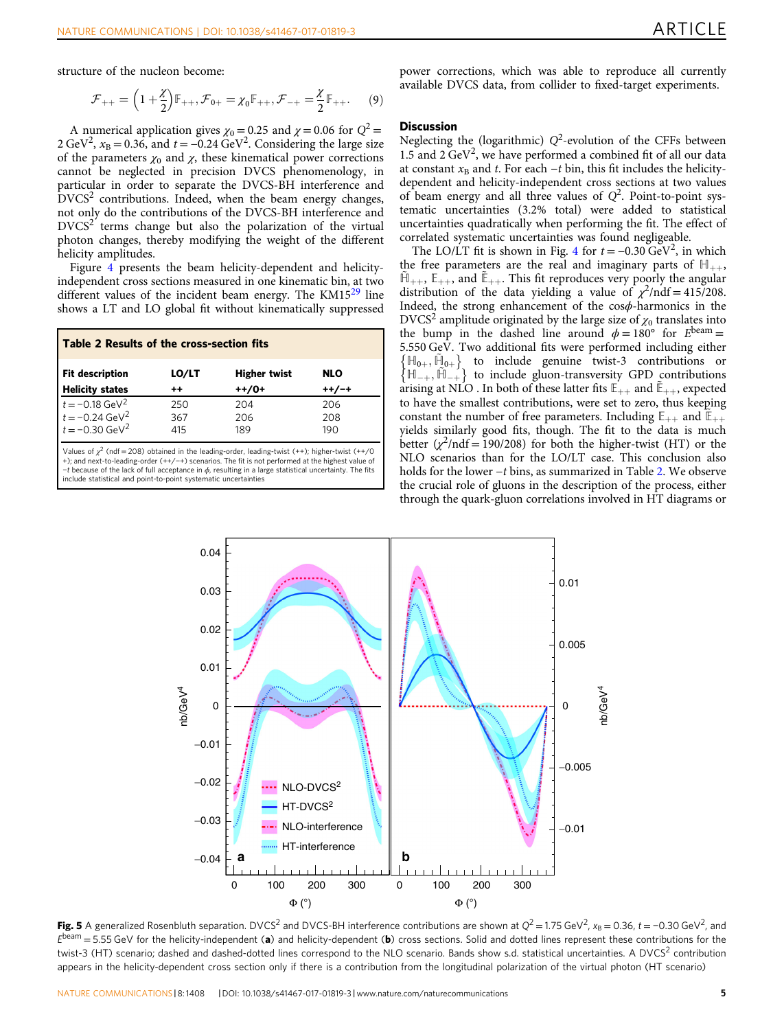structure of the nucleon become:

$$\mathcal{F}_{++} = \left(1 + \frac{\chi}{2}\right)\mathbb{F}_{++}, \mathcal{F}_{0+} = \chi_0 \mathbb{F}_{++}, \mathcal{F}_{-+} = \frac{\chi}{2}\mathbb{F}_{++}. \quad (9)$$

A numerical application gives $\chi_0 = 0.25$ and $\chi = 0.06$ for $Q^2 = 2\ \mathrm{GeV}^2$, $x_B = 0.36$, and $t = -0.24\ \mathrm{GeV}^2$. Considering the large size of the parameters $\chi_0$ and $\chi$, these kinematical power corrections cannot be neglected in precision DVCS phenomenology, in particular in order to separate the DVCS-BH interference and $\mathrm{DVCS}^2$ contributions. Indeed, when the beam energy changes, not only do the contributions of the DVCS-BH interference and $\mathrm{DVCS}^2$ terms change but also the polarization of the virtual photon changes, thereby modifying the weight of the different helicity amplitudes.

Figure 4 presents the beam helicity-dependent and helicity-independent cross sections measured in one kinematic bin, at two different values of the incident beam energy. The KM15[29] line shows a LT and LO global fit without kinematically suppressed power corrections, which was able to reproduce all currently available DVCS data, from collider to fixed-target experiments.

**Table 2 Results of the cross-section fits**

| Fit description | LO/LT | Higher twist | NLO |
|---|---|---|---|
| **Helicity states** | **++** | **++/0+** | **++/−+** |
| $t = -0.18\ \mathrm{GeV}^2$ | 250 | 204 | 206 |
| $t = -0.24\ \mathrm{GeV}^2$ | 367 | 206 | 208 |
| $t = -0.30\ \mathrm{GeV}^2$ | 415 | 189 | 190 |

Values of $\chi^2$ (ndf = 208) obtained in the leading-order, leading-twist (++); higher-twist (++/0+); and next-to-leading-order (++/−+) scenarios. The fit is not performed at the highest value of $-t$ because of the lack of full acceptance in $\phi$, resulting in a large statistical uncertainty. The fits include statistical and point-to-point systematic uncertainties

## Discussion

Neglecting the (logarithmic) $Q^2$-evolution of the CFFs between 1.5 and $2\ \mathrm{GeV}^2$, we have performed a combined fit of all our data at constant $x_B$ and $t$. For each $-t$ bin, this fit includes the helicity-dependent and helicity-independent cross sections at two values of beam energy and all three values of $Q^2$. Point-to-point systematic uncertainties (3.2% total) were added to statistical uncertainties quadratically when performing the fit. The effect of correlated systematic uncertainties was found negligeable.

The LO/LT fit is shown in Fig. 4 for $t = -0.30\ \mathrm{GeV}^2$, in which the free parameters are the real and imaginary parts of $\mathbb{H}_{++}$, $\tilde{\mathbb{H}}_{++}$, $\mathbb{E}_{++}$, and $\tilde{\mathbb{E}}_{++}$. This fit reproduces very poorly the angular distribution of the data yielding a value of $\chi^2/\mathrm{ndf} = 415/208$. Indeed, the strong enhancement of the $\cos\phi$-harmonics in the $\mathrm{DVCS}^2$ amplitude originated by the large size of $\chi_0$ translates into the bump in the dashed line around $\phi = 180°$ for $E^{\mathrm{beam}} = 5.550\ \mathrm{GeV}$. Two additional fits were performed including either $\{\mathbb{H}_{0+}, \tilde{\mathbb{H}}_{0+}\}$ to include genuine twist-3 contributions or $\{\mathbb{H}_{-+}, \tilde{\mathbb{H}}_{-+}\}$ to include gluon-transversity GPD contributions arising at NLO . In both of these latter fits $\mathbb{E}_{++}$ and $\tilde{\mathbb{E}}_{++}$, expected to have the smallest contributions, were set to zero, thus keeping constant the number of free parameters. Including $\mathbb{E}_{++}$ and $\mathbb{E}_{++}$ yields similarly good fits, though. The fit to the data is much better ($\chi^2/\mathrm{ndf} = 190/208$) for both the higher-twist (HT) or the NLO scenarios than for the LO/LT case. This conclusion also holds for the lower $-t$ bins, as summarized in Table 2. We observe the crucial role of gluons in the description of the process, either through the quark-gluon correlations involved in HT diagrams or

**Fig. 5** A generalized Rosenbluth separation. $\mathrm{DVCS}^2$ and DVCS-BH interference contributions are shown at $Q^2 = 1.75\ \mathrm{GeV}^2$, $x_B = 0.36$, $t = -0.30\ \mathrm{GeV}^2$, and $E^{\mathrm{beam}} = 5.55\ \mathrm{GeV}$ for the helicity-independent (**a**) and helicity-dependent (**b**) cross sections. Solid and dotted lines represent these contributions for the twist-3 (HT) scenario; dashed and dashed-dotted lines correspond to the NLO scenario. Bands show s.d. statistical uncertainties. A $\mathrm{DVCS}^2$ contribution appears in the helicity-dependent cross section only if there is a contribution from the longitudinal polarization of the virtual photon (HT scenario)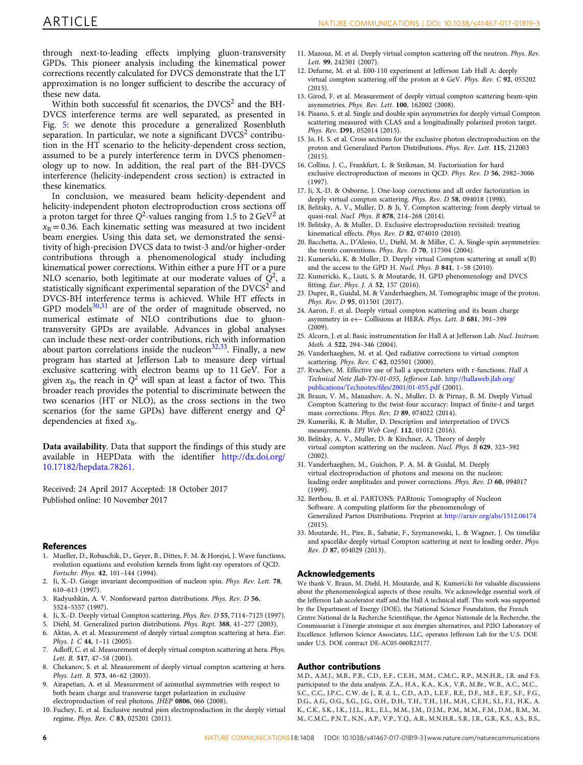through next-to-leading effects implying gluon-transversity GPDs. This pioneer analysis including the kinematical power corrections recently calculated for DVCS demonstrate that the LT approximation is no longer sufficient to describe the accuracy of these new data.

Within both successful fit scenarios, the $DVCS^2$ and the BH-DVCS interference terms are well separated, as presented in Fig. 5: we denote this procedure a generalized Rosenbluth separation. In particular, we note a significant $DVCS^2$ contribution in the HT scenario to the helicity-dependent cross section, assumed to be a purely interference term in DVCS phenomenology up to now. In addition, the real part of the BH-DVCS interference (helicity-independent cross section) is extracted in these kinematics.

In conclusion, we measured beam helicity-dependent and helicity-independent photon electroproduction cross sections off a proton target for three $Q^2$-values ranging from 1.5 to 2 $GeV^2$ at $x_B = 0.36$. Each kinematic setting was measured at two incident beam energies. Using this data set, we demonstrated the sensitivity of high-precision DVCS data to twist-3 and/or higher-order contributions through a phenomenological study including kinematical power corrections. Within either a pure HT or a pure NLO scenario, both legitimate at our moderate values of $Q^2$, a statistically significant experimental separation of the $DVCS^2$ and DVCS-BH interference terms is achieved. While HT effects in GPD models[30,31] are of the order of magnitude observed, no numerical estimate of NLO contributions due to gluon-transversity GPDs are available. Advances in global analyses can include these next-order contributions, rich with information about parton correlations inside the nucleon[32,33]. Finally, a new program has started at Jefferson Lab to measure deep virtual exclusive scattering with electron beams up to 11 GeV. For a given $x_B$, the reach in $Q^2$ will span at least a factor of two. This broader reach provides the potential to discriminate between the two scenarios (HT or NLO), as the cross sections in the two scenarios (for the same GPDs) have different energy and $Q^2$ dependencies at fixed $x_B$.

**Data availability**. Data that support the findings of this study are available in HEPData with the identifier http://dx.doi.org/10.17182/hepdata.78261.

Received: 24 April 2017 Accepted: 18 October 2017
Published online: 10 November 2017

## References

1. Mueller, D., Robaschik, D., Geyer, B., Dittes, F. M. & Horejsi, J. Wave functions, evolution equations and evolution kernels from light-ray operators of QCD. *Fortschr. Phys.* **42**, 101–144 (1994).
2. Ji, X.-D. Gauge invariant decomposition of nucleon spin. *Phys. Rev. Lett.* **78**, 610–613 (1997).
3. Radyushkin, A. V. Nonforward parton distributions. *Phys. Rev. D* **56**, 5524–5557 (1997).
4. Ji, X.-D. Deeply virtual Compton scattering. *Phys. Rev. D* **55**, 7114–7125 (1997).
5. Diehl, M. Generalized parton distributions. *Phys. Rept.* **388**, 41–277 (2003).
6. Aktas, A. et al. Measurement of deeply virtual compton scattering at hera. *Eur. Phys. J. C* **44**, 1–11 (2005).
7. Adloff, C. et al. Measurement of deeply virtual compton scattering at hera. *Phys. Lett. B.* **517**, 47–58 (2001).
8. Chekanov, S. et al. Measurement of deeply virtual compton scattering at hera. *Phys. Lett. B.* **573**, 46–62 (2003).
9. Airapetian, A. et al. Measurement of azimuthal asymmetries with respect to both beam charge and transverse target polarization in exclusive electroproduction of real photons. *JHEP* **0806**, 066 (2008).
10. Fuchey, E. et al. Exclusive neutral pion electroproduction in the deeply virtual regime. *Phys. Rev. C* **83**, 025201 (2011).
11. Mazouz, M. et al. Deeply virtual compton scattering off the neutron. *Phys. Rev. Lett.* **99**, 242501 (2007).
12. Defurne, M. et al. E00-110 experiment at Jefferson Lab Hall A: deeply virtual compton scattering off the proton at 6 GeV. *Phys. Rev. C* **92**, 055202 (2015).
13. Girod, F. et al. Measurement of deeply virtual compton scattering beam-spin asymmetries. *Phys. Rev. Lett.* **100**, 162002 (2008).
14. Pisano, S. et al. Single and double spin asymmetries for deeply virtual Compton scattering measured with CLAS and a longitudinally polarized proton target. *Phys. Rev.* **D91**, 052014 (2015).
15. Jo, H. S. et al. Cross sections for the exclusive photon electroproduction on the proton and Generalized Parton Distributions. *Phys. Rev. Lett.* **115**, 212003 (2015).
16. Collins, J. C., Frankfurt, L. & Strikman, M. Factorization for hard exclusive electroproduction of mesons in QCD. *Phys. Rev. D* **56**, 2982–3006 (1997).
17. Ji, X.-D. & Osborne, J. One-loop corrections and all order factorization in deeply virtual compton scattering. *Phys. Rev. D* **58**, 094018 (1998).
18. Belitsky, A. V., Muller, D. & Ji, Y. Compton scattering: from deeply virtual to quasi-real. *Nucl. Phys. B* **878**, 214–268 (2014).
19. Belitsky, A. & Muller, D. Exclusive electroproduction revisited: treating kinematical effects. *Phys. Rev. D* **82**, 074010 (2010).
20. Bacchetta, A., D'Alesio, U., Diehl, M. & Miller, C. A. Single-spin asymmetries: the trento conventions. *Phys. Rev. D* **70**, 117504 (2004).
21. Kumericki, K. & Muller, D. Deeply virtual Compton scattering at small x(B) and the access to the GPD H. *Nucl. Phys. B* **841**, 1–58 (2010).
22. Kumericki, K., Liuti, S. & Moutarde, H. GPD phenomenology and DVCS fitting. *Eur. Phys. J. A* **52**, 157 (2016).
23. Dupre, R., Guidal, M. & Vanderhaeghen, M. Tomographic image of the proton. *Phys. Rev. D* **95**, 011501 (2017).
24. Aaron, F. et al. Deeply virtual compton scattering and its beam charge asymmetry in e+− Collisions at HERA. *Phys. Lett. B* **681**, 391–399 (2009).
25. Alcorn, J. et al. Basic instrumentation for Hall A at Jefferson Lab. *Nucl. Instrum. Meth. A* **522**, 294–346 (2004).
26. Vanderhaeghen, M. et al. Qed radiative corrections to virtual compton scattering. *Phys. Rev. C* **62**, 025501 (2000).
27. Rvachev, M. Effective use of hall a spectrometers with r-functions. *Hall A Technical Note Jlab-TN-01-055, Jefferson Lab.* http://hallaweb.jlab.org/publications/Technotes/files/2001/01-055.pdf (2001).
28. Braun, V. M., Manashov, A. N., Muller, D. & Pirnay, B. M. Deeply Virtual Compton Scattering to the twist-four accuracy: Impact of finite-*t* and target mass corrections. *Phys. Rev. D* **89**, 074022 (2014).
29. Kumeriki, K. & Muller, D. Description and interpretation of DVCS measurements. *EPJ Web Conf.* **112**, 01012 (2016).
30. Belitsky, A. V., Muller, D. & Kirchner, A. Theory of deeply virtual compton scattering on the nucleon. *Nucl. Phys. B* **629**, 323–392 (2002).
31. Vanderhaeghen, M., Guichon, P. A. M. & Guidal, M. Deeply virtual electroproduction of photons and mesons on the nucleon: leading order amplitudes and power corrections. *Phys. Rev. D* **60**, 094017 (1999).
32. Berthou, B. et al. PARTONS: PARtonic Tomography of Nucleon Software. A computing platform for the phenomenology of Generalized Parton Distributions. Preprint at http://arxiv.org/abs/1512.06174 (2015).
33. Moutarde, H., Pire, B., Sabatie, F., Szymanowski, L. & Wagner, J. On timelike and spacelike deeply virtual Compton scattering at next to leading order. *Phys. Rev. D* **87**, 054029 (2013).

## Acknowledgements

We thank V. Braun, M. Diehl, H. Moutarde, and K. Kumerički for valuable discussions about the phenomenological aspects of these results. We acknowledge essential work of the Jefferson Lab accelerator staff and the Hall A technical staff. This work was supported by the Department of Energy (DOE), the National Science Foundation, the French Centre National de la Recherche Scientifique, the Agence Nationale de la Recherche, the Commissariat à l'énergie atomique et aux énergies alternatives, and P2IO Laboratory of Excellence. Jefferson Science Associates, LLC, operates Jefferson Lab for the U.S. DOE under U.S. DOE contract DE-AC05-060R23177.

## Author contributions

M.D., A.M.J., M.B., P.B., C.D., E.F., C.E.H., M.M., C.M.C., R.P., M.N.H.R., J.R. and F.S. participated to the data analysis. Z.A., H.A., K.A., K.A., V.B., M.Br., W.B., A.C., M.C., S.C., C.C., J.P.C., C.W. de J., R. d. L., C.D., A.D., L.E.F., R.E., D.F., M.F., E.F., S.F., F.G., D.G., A.G., O.G., S.G., J.G., O.H., D.H., T.H., T.H., J.H., M.H., C.E.H., S.I., F.I., H.K., A. K., C.K., S.K., I.K., J.J.L., R.L., E.L., M.M., J.M., D.J.M., P.M., M.M., F.M., D.M., R.M., M. M., C.M.C., P.N.T., N.N., A.P., V.P., Y.Q., A.R., M.N.H.R., S.R., J.R., G.R., K.S., A.S., B.S.,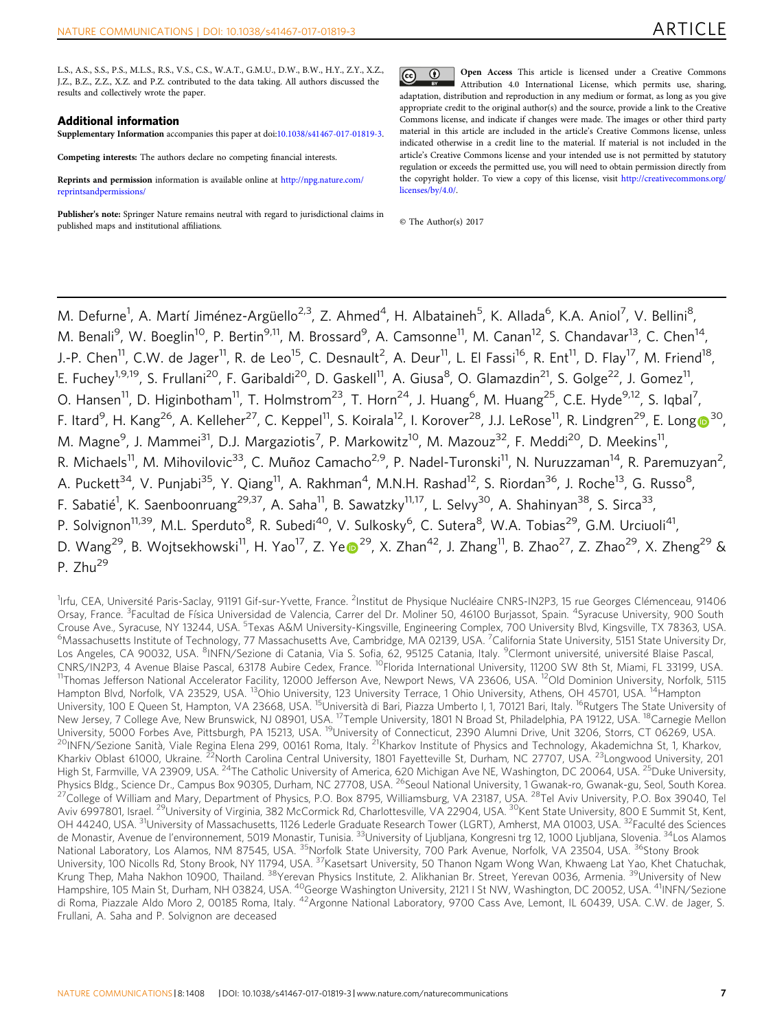L.S., A.S., S.S., P.S., M.L.S., R.S., V.S., C.S., W.A.T., G.M.U., D.W., B.W., H.Y., Z.Y., X.Z., J.Z., B.Z., Z.Z., X.Z. and P.Z. contributed to the data taking. All authors discussed the results and collectively wrote the paper.

## Additional information

**Supplementary Information** accompanies this paper at doi:10.1038/s41467-017-01819-3.

**Competing interests:** The authors declare no competing financial interests.

**Reprints and permission** information is available online at http://npg.nature.com/reprintsandpermissions/

**Publisher's note:** Springer Nature remains neutral with regard to jurisdictional claims in published maps and institutional affiliations.

**Open Access** This article is licensed under a Creative Commons Attribution 4.0 International License, which permits use, sharing, adaptation, distribution and reproduction in any medium or format, as long as you give appropriate credit to the original author(s) and the source, provide a link to the Creative Commons license, and indicate if changes were made. The images or other third party material in this article are included in the article's Creative Commons license, unless indicated otherwise in a credit line to the material. If material is not included in the article's Creative Commons license and your intended use is not permitted by statutory regulation or exceeds the permitted use, you will need to obtain permission directly from the copyright holder. To view a copy of this license, visit http://creativecommons.org/licenses/by/4.0/.

© The Author(s) 2017

---

M. Defurne[1], A. Martí Jiménez-Argüello[2,3], Z. Ahmed[4], H. Albataineh[5], K. Allada[6], K.A. Aniol[7], V. Bellini[8], M. Benali[9], W. Boeglin[10], P. Bertin[9,11], M. Brossard[9], A. Camsonne[11], M. Canan[12], S. Chandavar[13], C. Chen[14], J.-P. Chen[11], C.W. de Jager[11], R. de Leo[15], C. Desnault[2], A. Deur[11], L. El Fassi[16], R. Ent[11], D. Flay[17], M. Friend[18], E. Fuchey[1,9,19], S. Frullani[20], F. Garibaldi[20], D. Gaskell[11], A. Giusa[8], O. Glamazdin[21], S. Golge[22], J. Gomez[11], O. Hansen[11], D. Higinbotham[11], T. Holmstrom[23], T. Horn[24], J. Huang[6], M. Huang[25], C.E. Hyde[9,12], S. Iqbal[7], F. Itard[9], H. Kang[26], A. Kelleher[27], C. Keppel[11], S. Koirala[12], I. Korover[28], J.J. LeRose[11], R. Lindgren[29], E. Long[30], M. Magne[9], J. Mammei[31], D.J. Margaziotis[7], P. Markowitz[10], M. Mazouz[32], F. Meddi[20], D. Meekins[11], R. Michaels[11], M. Mihovilovic[33], C. Muñoz Camacho[2,9], P. Nadel-Turonski[11], N. Nuruzzaman[14], R. Paremuzyan[2], A. Puckett[34], V. Punjabi[35], Y. Qiang[11], A. Rakhman[4], M.N.H. Rashad[12], S. Riordan[36], J. Roche[13], G. Russo[8], F. Sabatié[1], K. Saenboonruang[29,37], A. Saha[11], B. Sawatzky[11,17], L. Selvy[30], A. Shahinyan[38], S. Sirca[33], P. Solvignon[11,39], M.L. Sperduto[8], R. Subedi[40], V. Sulkosky[6], C. Sutera[8], W.A. Tobias[29], G.M. Urciuoli[41], D. Wang[29], B. Wojtsekhowski[11], H. Yao[17], Z. Ye[29], X. Zhan[42], J. Zhang[11], B. Zhao[27], Z. Zhao[29], X. Zheng[29] & P. Zhu[29]

[1]Irfu, CEA, Université Paris-Saclay, 91191 Gif-sur-Yvette, France. [2]Institut de Physique Nucléaire CNRS-IN2P3, 15 rue Georges Clémenceau, 91406 Orsay, France. [3]Facultad de Física Universidad de Valencia, Carrer del Dr. Moliner 50, 46100 Burjassot, Spain. [4]Syracuse University, 900 South Crouse Ave., Syracuse, NY 13244, USA. [5]Texas A&M University-Kingsville, Engineering Complex, 700 University Blvd, Kingsville, TX 78363, USA. [6]Massachusetts Institute of Technology, 77 Massachusetts Ave, Cambridge, MA 02139, USA. [7]California State University, 5151 State University Dr, Los Angeles, CA 90032, USA. [8]INFN/Sezione di Catania, Via S. Sofia, 62, 95125 Catania, Italy. [9]Clermont université, université Blaise Pascal, CNRS/IN2P3, 4 Avenue Blaise Pascal, 63178 Aubire Cedex, France. [10]Florida International University, 11200 SW 8th St, Miami, FL 33199, USA. [11]Thomas Jefferson National Accelerator Facility, 12000 Jefferson Ave, Newport News, VA 23606, USA. [12]Old Dominion University, Norfolk, 5115 Hampton Blvd, Norfolk, VA 23529, USA. [13]Ohio University, 123 University Terrace, 1 Ohio University, Athens, OH 45701, USA. [14]Hampton University, 100 E Queen St, Hampton, VA 23668, USA. [15]Università di Bari, Piazza Umberto I, 1, 70121 Bari, Italy. [16]Rutgers The State University of New Jersey, 7 College Ave, New Brunswick, NJ 08901, USA. [17]Temple University, 1801 N Broad St, Philadelphia, PA 19122, USA. [18]Carnegie Mellon University, 5000 Forbes Ave, Pittsburgh, PA 15213, USA. [19]University of Connecticut, 2390 Alumni Drive, Unit 3206, Storrs, CT 06269, USA. [20]INFN/Sezione Sanità, Viale Regina Elena 299, 00161 Roma, Italy. [21]Kharkov Institute of Physics and Technology, Akademichna St, 1, Kharkov, Kharkiv Oblast 61000, Ukraine. [22]North Carolina Central University, 1801 Fayetteville St, Durham, NC 27707, USA. [23]Longwood University, 201 High St, Farmville, VA 23909, USA. [24]The Catholic University of America, 620 Michigan Ave NE, Washington, DC 20064, USA. [25]Duke University, Physics Bldg., Science Dr., Campus Box 90305, Durham, NC 27708, USA. [26]Seoul National University, 1 Gwanak-ro, Gwanak-gu, Seol, South Korea. [27]College of William and Mary, Department of Physics, P.O. Box 8795, Williamsburg, VA 23187, USA. [28]Tel Aviv University, P.O. Box 39040, Tel Aviv 6997801, Israel. [29]University of Virginia, 382 McCormick Rd, Charlottesville, VA 22904, USA. [30]Kent State University, 800 E Summit St, Kent, OH 44240, USA. [31]University of Massachusetts, 1126 Lederle Graduate Research Tower (LGRT), Amherst, MA 01003, USA. [32]Faculté des Sciences de Monastir, Avenue de l'environnement, 5019 Monastir, Tunisia. [33]University of Ljubljana, Kongresni trg 12, 1000 Ljubljana, Slovenia. [34]Los Alamos National Laboratory, Los Alamos, NM 87545, USA. [35]Norfolk State University, 700 Park Avenue, Norfolk, VA 23504, USA. [36]Stony Brook University, 100 Nicolls Rd, Stony Brook, NY 11794, USA. [37]Kasetsart University, 50 Thanon Ngam Wong Wan, Khwaeng Lat Yao, Khet Chatuchak, Krung Thep, Maha Nakhon 10900, Thailand. [38]Yerevan Physics Institute, 2. Alikhanian Br. Street, Yerevan 0036, Armenia. [39]University of New Hampshire, 105 Main St, Durham, NH 03824, USA. [40]George Washington University, 2121 I St NW, Washington, DC 20052, USA. [41]INFN/Sezione di Roma, Piazzale Aldo Moro 2, 00185 Roma, Italy. [42]Argonne National Laboratory, 9700 Cass Ave, Lemont, IL 60439, USA. C.W. de Jager, S. Frullani, A. Saha and P. Solvignon are deceased